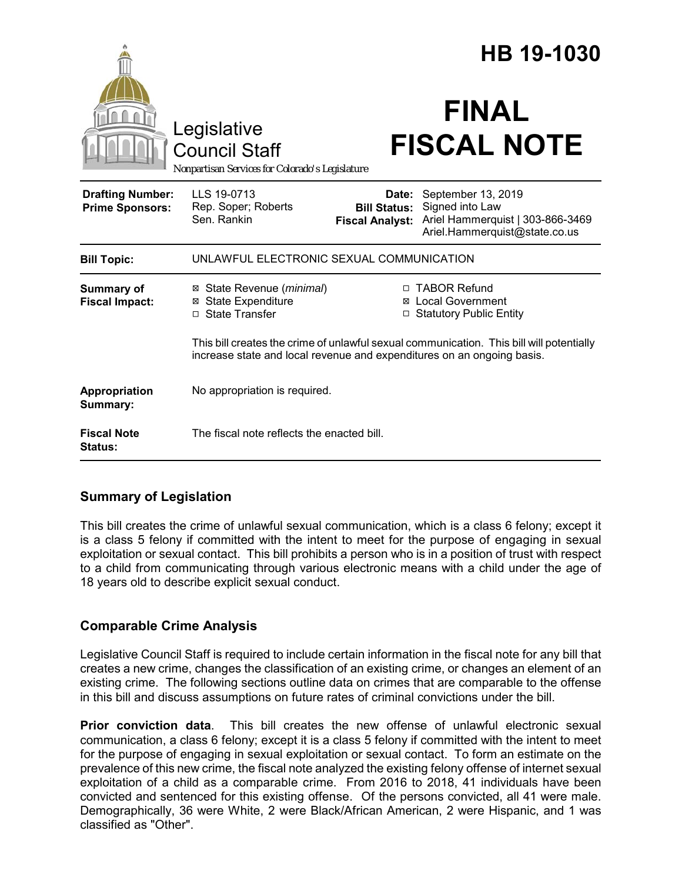# HB 19-1030

# FINAL FISCAL NOTE

Legislative Council Staff

*Nonpartisan Services for Colorado's Legislature*

| | | | |
|---|---|---|---|
| **Drafting Number:** | LLS 19-0713 | **Date:** | September 13, 2019 |
| **Prime Sponsors:** | Rep. Soper; Roberts<br>Sen. Rankin | **Bill Status:** | Signed into Law |
| | | **Fiscal Analyst:** | Ariel Hammerquist \| 303-866-3469<br>Ariel.Hammerquist@state.co.us |

| | |
|---|---|
| **Bill Topic:** | UNLAWFUL ELECTRONIC SEXUAL COMMUNICATION |
| **Summary of Fiscal Impact:** | ☒ State Revenue (*minimal*) ☐ TABOR Refund<br>☒ State Expenditure ☒ Local Government<br>☐ State Transfer ☐ Statutory Public Entity<br><br>This bill creates the crime of unlawful sexual communication. This bill will potentially increase state and local revenue and expenditures on an ongoing basis. |
| **Appropriation Summary:** | No appropriation is required. |
| **Fiscal Note Status:** | The fiscal note reflects the enacted bill. |

## Summary of Legislation

This bill creates the crime of unlawful sexual communication, which is a class 6 felony; except it is a class 5 felony if committed with the intent to meet for the purpose of engaging in sexual exploitation or sexual contact. This bill prohibits a person who is in a position of trust with respect to a child from communicating through various electronic means with a child under the age of 18 years old to describe explicit sexual conduct.

## Comparable Crime Analysis

Legislative Council Staff is required to include certain information in the fiscal note for any bill that creates a new crime, changes the classification of an existing crime, or changes an element of an existing crime. The following sections outline data on crimes that are comparable to the offense in this bill and discuss assumptions on future rates of criminal convictions under the bill.

**Prior conviction data**. This bill creates the new offense of unlawful electronic sexual communication, a class 6 felony; except it is a class 5 felony if committed with the intent to meet for the purpose of engaging in sexual exploitation or sexual contact. To form an estimate on the prevalence of this new crime, the fiscal note analyzed the existing felony offense of internet sexual exploitation of a child as a comparable crime. From 2016 to 2018, 41 individuals have been convicted and sentenced for this existing offense. Of the persons convicted, all 41 were male. Demographically, 36 were White, 2 were Black/African American, 2 were Hispanic, and 1 was classified as "Other".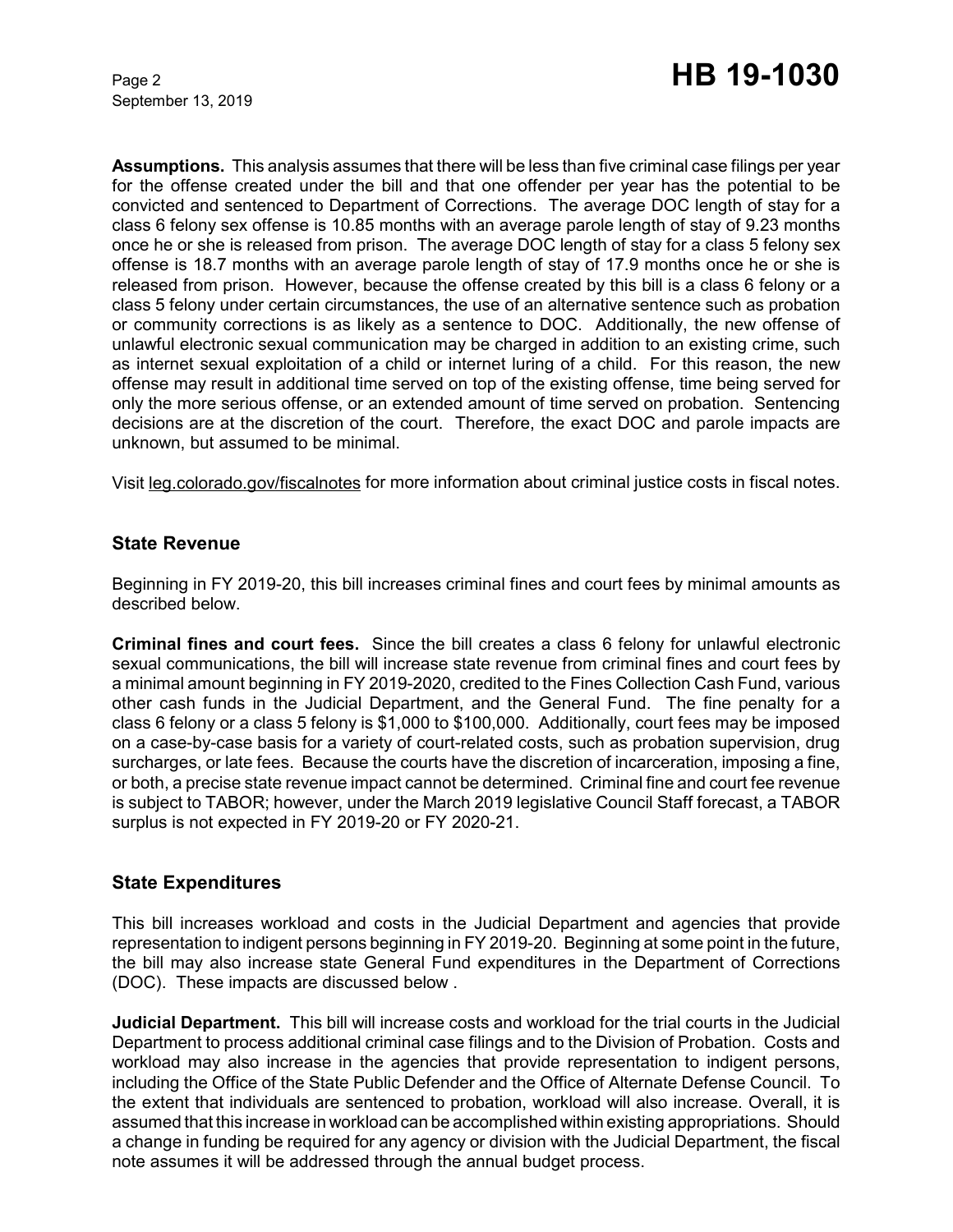**Assumptions.** This analysis assumes that there will be less than five criminal case filings per year for the offense created under the bill and that one offender per year has the potential to be convicted and sentenced to Department of Corrections. The average DOC length of stay for a class 6 felony sex offense is 10.85 months with an average parole length of stay of 9.23 months once he or she is released from prison. The average DOC length of stay for a class 5 felony sex offense is 18.7 months with an average parole length of stay of 17.9 months once he or she is released from prison. However, because the offense created by this bill is a class 6 felony or a class 5 felony under certain circumstances, the use of an alternative sentence such as probation or community corrections is as likely as a sentence to DOC. Additionally, the new offense of unlawful electronic sexual communication may be charged in addition to an existing crime, such as internet sexual exploitation of a child or internet luring of a child. For this reason, the new offense may result in additional time served on top of the existing offense, time being served for only the more serious offense, or an extended amount of time served on probation. Sentencing decisions are at the discretion of the court. Therefore, the exact DOC and parole impacts are unknown, but assumed to be minimal.

Visit leg.colorado.gov/fiscalnotes for more information about criminal justice costs in fiscal notes.

## State Revenue

Beginning in FY 2019-20, this bill increases criminal fines and court fees by minimal amounts as described below.

**Criminal fines and court fees.** Since the bill creates a class 6 felony for unlawful electronic sexual communications, the bill will increase state revenue from criminal fines and court fees by a minimal amount beginning in FY 2019-2020, credited to the Fines Collection Cash Fund, various other cash funds in the Judicial Department, and the General Fund. The fine penalty for a class 6 felony or a class 5 felony is $1,000 to $100,000. Additionally, court fees may be imposed on a case-by-case basis for a variety of court-related costs, such as probation supervision, drug surcharges, or late fees. Because the courts have the discretion of incarceration, imposing a fine, or both, a precise state revenue impact cannot be determined. Criminal fine and court fee revenue is subject to TABOR; however, under the March 2019 legislative Council Staff forecast, a TABOR surplus is not expected in FY 2019-20 or FY 2020-21.

## State Expenditures

This bill increases workload and costs in the Judicial Department and agencies that provide representation to indigent persons beginning in FY 2019-20. Beginning at some point in the future, the bill may also increase state General Fund expenditures in the Department of Corrections (DOC). These impacts are discussed below .

**Judicial Department.** This bill will increase costs and workload for the trial courts in the Judicial Department to process additional criminal case filings and to the Division of Probation. Costs and workload may also increase in the agencies that provide representation to indigent persons, including the Office of the State Public Defender and the Office of Alternate Defense Council. To the extent that individuals are sentenced to probation, workload will also increase. Overall, it is assumed that this increase in workload can be accomplished within existing appropriations. Should a change in funding be required for any agency or division with the Judicial Department, the fiscal note assumes it will be addressed through the annual budget process.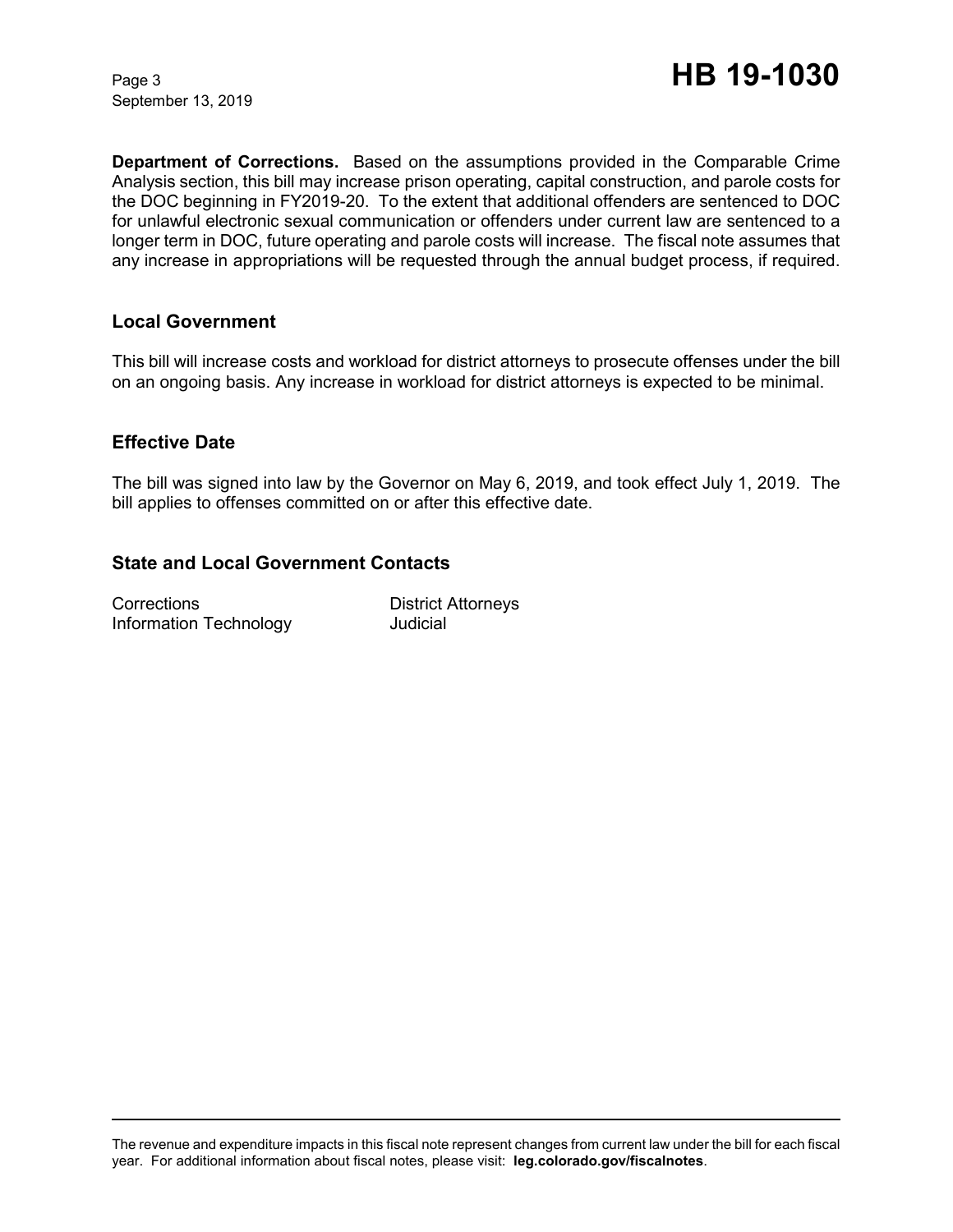**Department of Corrections.** Based on the assumptions provided in the Comparable Crime Analysis section, this bill may increase prison operating, capital construction, and parole costs for the DOC beginning in FY2019-20. To the extent that additional offenders are sentenced to DOC for unlawful electronic sexual communication or offenders under current law are sentenced to a longer term in DOC, future operating and parole costs will increase. The fiscal note assumes that any increase in appropriations will be requested through the annual budget process, if required.

### Local Government

This bill will increase costs and workload for district attorneys to prosecute offenses under the bill on an ongoing basis. Any increase in workload for district attorneys is expected to be minimal.

### Effective Date

The bill was signed into law by the Governor on May 6, 2019, and took effect July 1, 2019. The bill applies to offenses committed on or after this effective date.

### State and Local Government Contacts

| | |
|---|---|
| Corrections | District Attorneys |
| Information Technology | Judicial |

The revenue and expenditure impacts in this fiscal note represent changes from current law under the bill for each fiscal year. For additional information about fiscal notes, please visit: **leg.colorado.gov/fiscalnotes**.